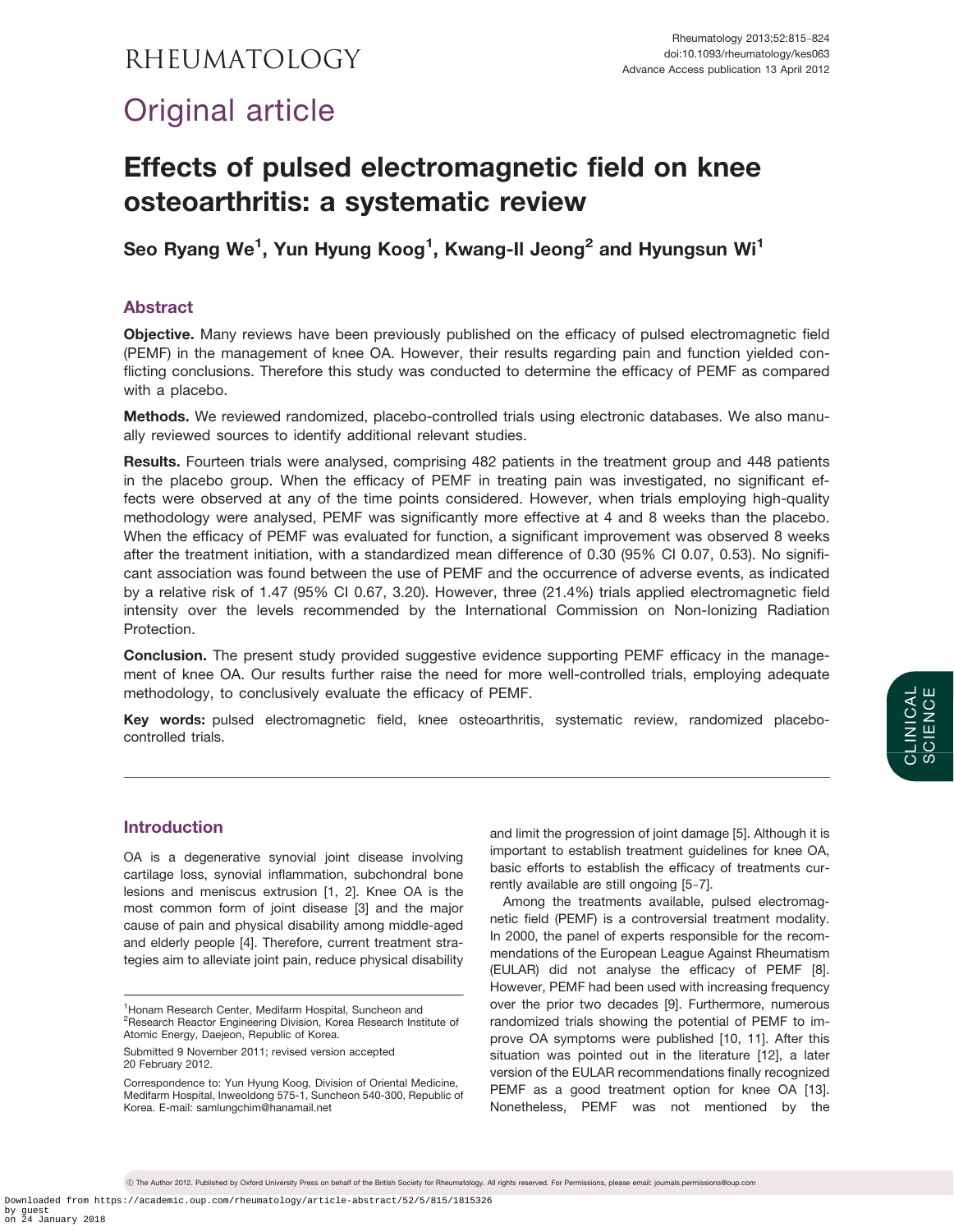# Original article

# Effects of pulsed electromagnetic field on knee osteoarthritis: a systematic review

**Seo Ryang We[1], Yun Hyung Koog[1], Kwang-Il Jeong[2] and Hyungsun Wi[1]**

## Abstract

**Objective.** Many reviews have been previously published on the efficacy of pulsed electromagnetic field (PEMF) in the management of knee OA. However, their results regarding pain and function yielded conflicting conclusions. Therefore this study was conducted to determine the efficacy of PEMF as compared with a placebo.

**Methods.** We reviewed randomized, placebo-controlled trials using electronic databases. We also manually reviewed sources to identify additional relevant studies.

**Results.** Fourteen trials were analysed, comprising 482 patients in the treatment group and 448 patients in the placebo group. When the efficacy of PEMF in treating pain was investigated, no significant effects were observed at any of the time points considered. However, when trials employing high-quality methodology were analysed, PEMF was significantly more effective at 4 and 8 weeks than the placebo. When the efficacy of PEMF was evaluated for function, a significant improvement was observed 8 weeks after the treatment initiation, with a standardized mean difference of 0.30 (95% CI 0.07, 0.53). No significant association was found between the use of PEMF and the occurrence of adverse events, as indicated by a relative risk of 1.47 (95% CI 0.67, 3.20). However, three (21.4%) trials applied electromagnetic field intensity over the levels recommended by the International Commission on Non-Ionizing Radiation Protection.

**Conclusion.** The present study provided suggestive evidence supporting PEMF efficacy in the management of knee OA. Our results further raise the need for more well-controlled trials, employing adequate methodology, to conclusively evaluate the efficacy of PEMF.

**Key words:** pulsed electromagnetic field, knee osteoarthritis, systematic review, randomized placebo-controlled trials.

## Introduction

OA is a degenerative synovial joint disease involving cartilage loss, synovial inflammation, subchondral bone lesions and meniscus extrusion [1, 2]. Knee OA is the most common form of joint disease [3] and the major cause of pain and physical disability among middle-aged and elderly people [4]. Therefore, current treatment strategies aim to alleviate joint pain, reduce physical disability and limit the progression of joint damage [5]. Although it is important to establish treatment guidelines for knee OA, basic efforts to establish the efficacy of treatments currently available are still ongoing [5–7].

Among the treatments available, pulsed electromagnetic field (PEMF) is a controversial treatment modality. In 2000, the panel of experts responsible for the recommendations of the European League Against Rheumatism (EULAR) did not analyse the efficacy of PEMF [8]. However, PEMF had been used with increasing frequency over the prior two decades [9]. Furthermore, numerous randomized trials showing the potential of PEMF to improve OA symptoms were published [10, 11]. After this situation was pointed out in the literature [12], a later version of the EULAR recommendations finally recognized PEMF as a good treatment option for knee OA [13]. Nonetheless, PEMF was not mentioned by the

[1]Honam Research Center, Medifarm Hospital, Suncheon and [2]Research Reactor Engineering Division, Korea Research Institute of Atomic Energy, Daejeon, Republic of Korea.

Submitted 9 November 2011; revised version accepted 20 February 2012.

Correspondence to: Yun Hyung Koog, Division of Oriental Medicine, Medifarm Hospital, Inweoldong 575-1, Suncheon 540-300, Republic of Korea. E-mail: samlungchim@hanamail.net

© The Author 2012. Published by Oxford University Press on behalf of the British Society for Rheumatology. All rights reserved. For Permissions, please email: journals.permissions@oup.com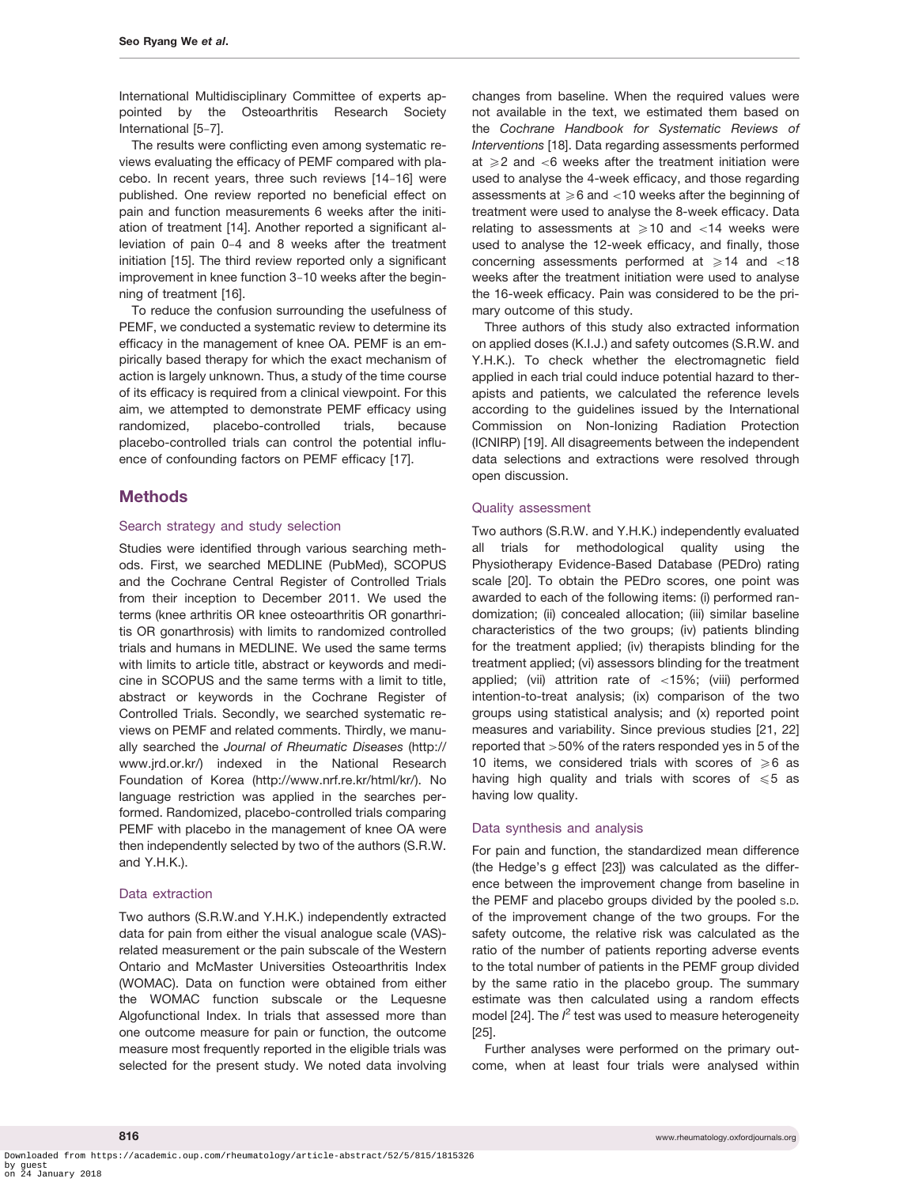International Multidisciplinary Committee of experts appointed by the Osteoarthritis Research Society International [5–7].

The results were conflicting even among systematic reviews evaluating the efficacy of PEMF compared with placebo. In recent years, three such reviews [14–16] were published. One review reported no beneficial effect on pain and function measurements 6 weeks after the initiation of treatment [14]. Another reported a significant alleviation of pain 0–4 and 8 weeks after the treatment initiation [15]. The third review reported only a significant improvement in knee function 3–10 weeks after the beginning of treatment [16].

To reduce the confusion surrounding the usefulness of PEMF, we conducted a systematic review to determine its efficacy in the management of knee OA. PEMF is an empirically based therapy for which the exact mechanism of action is largely unknown. Thus, a study of the time course of its efficacy is required from a clinical viewpoint. For this aim, we attempted to demonstrate PEMF efficacy using randomized, placebo-controlled trials, because placebo-controlled trials can control the potential influence of confounding factors on PEMF efficacy [17].

## Methods

### Search strategy and study selection

Studies were identified through various searching methods. First, we searched MEDLINE (PubMed), SCOPUS and the Cochrane Central Register of Controlled Trials from their inception to December 2011. We used the terms (knee arthritis OR knee osteoarthritis OR gonarthritis OR gonarthrosis) with limits to randomized controlled trials and humans in MEDLINE. We used the same terms with limits to article title, abstract or keywords and medicine in SCOPUS and the same terms with a limit to title, abstract or keywords in the Cochrane Register of Controlled Trials. Secondly, we searched systematic reviews on PEMF and related comments. Thirdly, we manually searched the *Journal of Rheumatic Diseases* (http://www.jrd.or.kr/) indexed in the National Research Foundation of Korea (http://www.nrf.re.kr/html/kr/). No language restriction was applied in the searches performed. Randomized, placebo-controlled trials comparing PEMF with placebo in the management of knee OA were then independently selected by two of the authors (S.R.W. and Y.H.K.).

### Data extraction

Two authors (S.R.W.and Y.H.K.) independently extracted data for pain from either the visual analogue scale (VAS)-related measurement or the pain subscale of the Western Ontario and McMaster Universities Osteoarthritis Index (WOMAC). Data on function were obtained from either the WOMAC function subscale or the Lequesne Algofunctional Index. In trials that assessed more than one outcome measure for pain or function, the outcome measure most frequently reported in the eligible trials was selected for the present study. We noted data involving changes from baseline. When the required values were not available in the text, we estimated them based on the *Cochrane Handbook for Systematic Reviews of Interventions* [18]. Data regarding assessments performed at $\geqslant 2$ and $<6$ weeks after the treatment initiation were used to analyse the 4-week efficacy, and those regarding assessments at $\geqslant 6$ and $<10$ weeks after the beginning of treatment were used to analyse the 8-week efficacy. Data relating to assessments at $\geqslant 10$ and $<14$ weeks were used to analyse the 12-week efficacy, and finally, those concerning assessments performed at $\geqslant 14$ and $<18$ weeks after the treatment initiation were used to analyse the 16-week efficacy. Pain was considered to be the primary outcome of this study.

Three authors of this study also extracted information on applied doses (K.I.J.) and safety outcomes (S.R.W. and Y.H.K.). To check whether the electromagnetic field applied in each trial could induce potential hazard to therapists and patients, we calculated the reference levels according to the guidelines issued by the International Commission on Non-Ionizing Radiation Protection (ICNIRP) [19]. All disagreements between the independent data selections and extractions were resolved through open discussion.

### Quality assessment

Two authors (S.R.W. and Y.H.K.) independently evaluated all trials for methodological quality using the Physiotherapy Evidence-Based Database (PEDro) rating scale [20]. To obtain the PEDro scores, one point was awarded to each of the following items: (i) performed randomization; (ii) concealed allocation; (iii) similar baseline characteristics of the two groups; (iv) patients blinding for the treatment applied; (iv) therapists blinding for the treatment applied; (vi) assessors blinding for the treatment applied; (vii) attrition rate of $<15\%$; (viii) performed intention-to-treat analysis; (ix) comparison of the two groups using statistical analysis; and (x) reported point measures and variability. Since previous studies [21, 22] reported that $>50\%$ of the raters responded yes in 5 of the 10 items, we considered trials with scores of $\geqslant 6$ as having high quality and trials with scores of $\leqslant 5$ as having low quality.

### Data synthesis and analysis

For pain and function, the standardized mean difference (the Hedge's g effect [23]) was calculated as the difference between the improvement change from baseline in the PEMF and placebo groups divided by the pooled S.D. of the improvement change of the two groups. For the safety outcome, the relative risk was calculated as the ratio of the number of patients reporting adverse events to the total number of patients in the PEMF group divided by the same ratio in the placebo group. The summary estimate was then calculated using a random effects model [24]. The $I^2$ test was used to measure heterogeneity [25].

Further analyses were performed on the primary outcome, when at least four trials were analysed within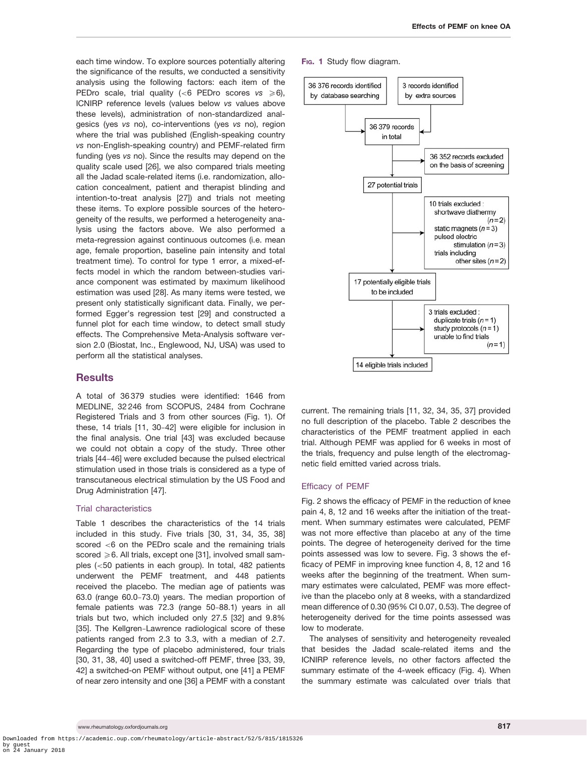each time window. To explore sources potentially altering the significance of the results, we conducted a sensitivity analysis using the following factors: each item of the PEDro scale, trial quality (<6 PEDro scores *vs* ⩾6), ICNIRP reference levels (values below *vs* values above these levels), administration of non-standardized analgesics (yes *vs* no), co-interventions (yes *vs* no), region where the trial was published (English-speaking country *vs* non-English-speaking country) and PEMF-related firm funding (yes *vs* no). Since the results may depend on the quality scale used [26], we also compared trials meeting all the Jadad scale-related items (i.e. randomization, allocation concealment, patient and therapist blinding and intention-to-treat analysis [27]) and trials not meeting these items. To explore possible sources of the heterogeneity of the results, we performed a heterogeneity analysis using the factors above. We also performed a meta-regression against continuous outcomes (i.e. mean age, female proportion, baseline pain intensity and total treatment time). To control for type 1 error, a mixed-effects model in which the random between-studies variance component was estimated by maximum likelihood estimation was used [28]. As many items were tested, we present only statistically significant data. Finally, we performed Egger's regression test [29] and constructed a funnel plot for each time window, to detect small study effects. The Comprehensive Meta-Analysis software version 2.0 (Biostat, Inc., Englewood, NJ, USA) was used to perform all the statistical analyses.

## Results

A total of 36 379 studies were identified: 1646 from MEDLINE, 32 246 from SCOPUS, 2484 from Cochrane Registered Trials and 3 from other sources (Fig. 1). Of these, 14 trials [11, 30–42] were eligible for inclusion in the final analysis. One trial [43] was excluded because we could not obtain a copy of the study. Three other trials [44–46] were excluded because the pulsed electrical stimulation used in those trials is considered as a type of transcutaneous electrical stimulation by the US Food and Drug Administration [47].

### Trial characteristics

Table 1 describes the characteristics of the 14 trials included in this study. Five trials [30, 31, 34, 35, 38] scored <6 on the PEDro scale and the remaining trials scored ⩾6. All trials, except one [31], involved small samples (<50 patients in each group). In total, 482 patients underwent the PEMF treatment, and 448 patients received the placebo. The median age of patients was 63.0 (range 60.0–73.0) years. The median proportion of female patients was 72.3 (range 50–88.1) years in all trials but two, which included only 27.5 [32] and 9.8% [35]. The Kellgren–Lawrence radiological score of these patients ranged from 2.3 to 3.3, with a median of 2.7. Regarding the type of placebo administered, four trials [30, 31, 38, 40] used a switched-off PEMF, three [33, 39, 42] a switched-on PEMF without output, one [41] a PEMF of near zero intensity and one [36] a PEMF with a constant current. The remaining trials [11, 32, 34, 35, 37] provided no full description of the placebo. Table 2 describes the characteristics of the PEMF treatment applied in each trial. Although PEMF was applied for 6 weeks in most of the trials, frequency and pulse length of the electromagnetic field emitted varied across trials.

Fig. 1 Study flow diagram.

36 376 records identified by database searching → 36 379 records in total ← 3 records identified by extra sources

36 379 records in total → 36 352 records excluded on the basis of screening

27 potential trials

10 trials excluded: shortwave diathermy (n = 2), static magnets (n = 3), pulsed electric stimulation (n = 3), trials including other sites (n = 2)

17 potentially eligible trials to be included

3 trials excluded: duplicate trials (n = 1), study protocols (n = 1), unable to find trials (n = 1)

14 eligible trials included

### Efficacy of PEMF

Fig. 2 shows the efficacy of PEMF in the reduction of knee pain 4, 8, 12 and 16 weeks after the initiation of the treatment. When summary estimates were calculated, PEMF was not more effective than placebo at any of the time points. The degree of heterogeneity derived for the time points assessed was low to severe. Fig. 3 shows the efficacy of PEMF in improving knee function 4, 8, 12 and 16 weeks after the beginning of the treatment. When summary estimates were calculated, PEMF was more effective than the placebo only at 8 weeks, with a standardized mean difference of 0.30 (95% CI 0.07, 0.53). The degree of heterogeneity derived for the time points assessed was low to moderate.

The analyses of sensitivity and heterogeneity revealed that besides the Jadad scale-related items and the ICNIRP reference levels, no other factors affected the summary estimate of the 4-week efficacy (Fig. 4). When the summary estimate was calculated over trials that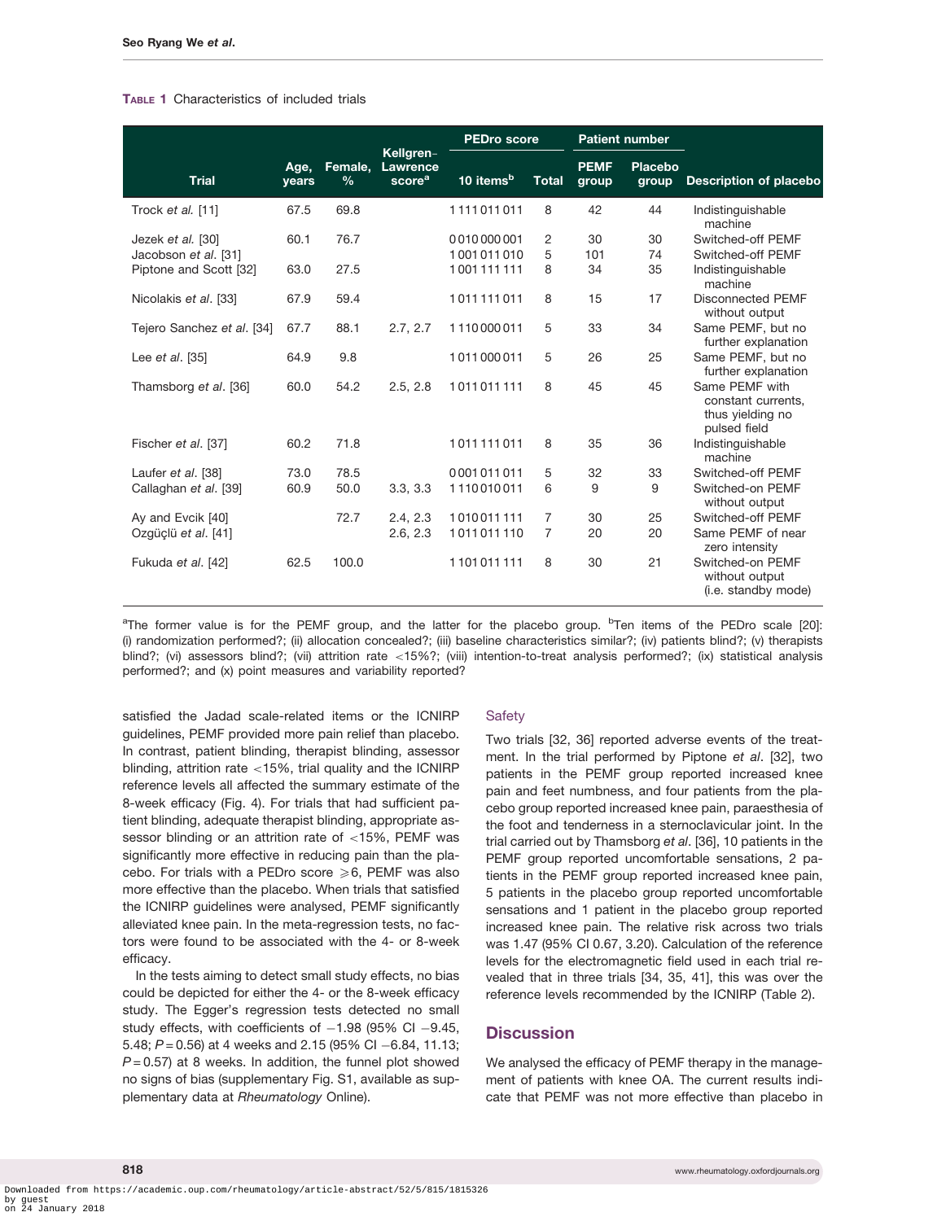**Table 1** Characteristics of included trials

| Trial | Age, years | Female, % | Kellgren–Lawrence score[a] | PEDro score | | Patient number | | Description of placebo |
|---|---|---|---|---|---|---|---|---|
| | | | | 10 items[b] | Total | PEMF group | Placebo group | |
| Trock *et al.* [11] | 67.5 | 69.8 | | 1111011011 | 8 | 42 | 44 | Indistinguishable machine |
| Jezek *et al.* [30] | 60.1 | 76.7 | | 0010000001 | 2 | 30 | 30 | Switched-off PEMF |
| Jacobson *et al.* [31] | | | | 1001011010 | 5 | 101 | 74 | Switched-off PEMF |
| Piptone and Scott [32] | 63.0 | 27.5 | | 1001111111 | 8 | 34 | 35 | Indistinguishable machine |
| Nicolakis *et al.* [33] | 67.9 | 59.4 | | 1011111011 | 8 | 15 | 17 | Disconnected PEMF without output |
| Tejero Sanchez *et al.* [34] | 67.7 | 88.1 | 2.7, 2.7 | 1110000011 | 5 | 33 | 34 | Same PEMF, but no further explanation |
| Lee *et al.* [35] | 64.9 | 9.8 | | 1011000011 | 5 | 26 | 25 | Same PEMF, but no further explanation |
| Thamsborg *et al.* [36] | 60.0 | 54.2 | 2.5, 2.8 | 1011011111 | 8 | 45 | 45 | Same PEMF with constant currents, thus yielding no pulsed field |
| Fischer *et al.* [37] | 60.2 | 71.8 | | 1011111011 | 8 | 35 | 36 | Indistinguishable machine |
| Laufer *et al.* [38] | 73.0 | 78.5 | | 0001011011 | 5 | 32 | 33 | Switched-off PEMF |
| Callaghan *et al.* [39] | 60.9 | 50.0 | 3.3, 3.3 | 1110010011 | 6 | 9 | 9 | Switched-on PEMF without output |
| Ay and Evcik [40] | | 72.7 | 2.4, 2.3 | 1010011111 | 7 | 30 | 25 | Switched-off PEMF |
| Ozgüçlü *et al.* [41] | | | 2.6, 2.3 | 1011011110 | 7 | 20 | 20 | Same PEMF of near zero intensity |
| Fukuda *et al.* [42] | 62.5 | 100.0 | | 1101011111 | 8 | 30 | 21 | Switched-on PEMF without output (i.e. standby mode) |

[a]The former value is for the PEMF group, and the latter for the placebo group. [b]Ten items of the PEDro scale [20]: (i) randomization performed?; (ii) allocation concealed?; (iii) baseline characteristics similar?; (iv) patients blind?; (v) therapists blind?; (vi) assessors blind?; (vii) attrition rate <15%?; (viii) intention-to-treat analysis performed?; (ix) statistical analysis performed?; and (x) point measures and variability reported?

satisfied the Jadad scale-related items or the ICNIRP guidelines, PEMF provided more pain relief than placebo. In contrast, patient blinding, therapist blinding, assessor blinding, attrition rate <15%, trial quality and the ICNIRP reference levels all affected the summary estimate of the 8-week efficacy (Fig. 4). For trials that had sufficient patient blinding, adequate therapist blinding, appropriate assessor blinding or an attrition rate of <15%, PEMF was significantly more effective in reducing pain than the placebo. For trials with a PEDro score ⩾6, PEMF was also more effective than the placebo. When trials that satisfied the ICNIRP guidelines were analysed, PEMF significantly alleviated knee pain. In the meta-regression tests, no factors were found to be associated with the 4- or 8-week efficacy.

In the tests aiming to detect small study effects, no bias could be depicted for either the 4- or the 8-week efficacy study. The Egger's regression tests detected no small study effects, with coefficients of −1.98 (95% CI −9.45, 5.48; $P = 0.56$) at 4 weeks and 2.15 (95% CI −6.84, 11.13; $P = 0.57$) at 8 weeks. In addition, the funnel plot showed no signs of bias (supplementary Fig. S1, available as supplementary data at *Rheumatology* Online).

### Safety

Two trials [32, 36] reported adverse events of the treatment. In the trial performed by Piptone *et al*. [32], two patients in the PEMF group reported increased knee pain and feet numbness, and four patients from the placebo group reported increased knee pain, paraesthesia of the foot and tenderness in a sternoclavicular joint. In the trial carried out by Thamsborg *et al*. [36], 10 patients in the PEMF group reported uncomfortable sensations, 2 patients in the PEMF group reported increased knee pain, 5 patients in the placebo group reported uncomfortable sensations and 1 patient in the placebo group reported increased knee pain. The relative risk across two trials was 1.47 (95% CI 0.67, 3.20). Calculation of the reference levels for the electromagnetic field used in each trial revealed that in three trials [34, 35, 41], this was over the reference levels recommended by the ICNIRP (Table 2).

## Discussion

We analysed the efficacy of PEMF therapy in the management of patients with knee OA. The current results indicate that PEMF was not more effective than placebo in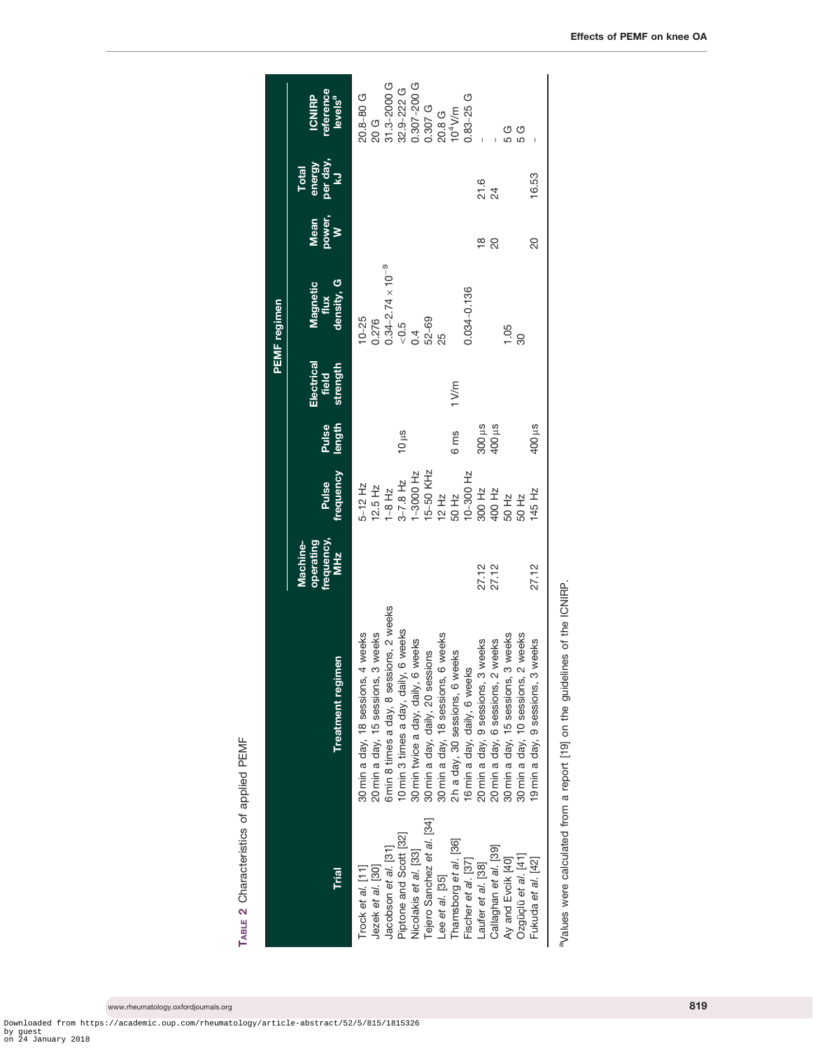**Table 2** Characteristics of applied PEMF

| Trial | Treatment regimen | PEMF regimen | | | | | | | |
|---|---|---|---|---|---|---|---|---|---|
| | | Machine-operating frequency, MHz | Pulse frequency | Pulse length | Electrical field strength | Magnetic flux density, G | Mean power, W | Total energy per day, kJ | ICNIRP reference levels[a] |
| Trock *et al.* [11] | 30 min a day, 18 sessions, 4 weeks | | 5–12 Hz | | | 10–25 | | | 20.8–80 G |
| Jezek *et al.* [30] | 20 min a day, 15 sessions, 3 weeks | | 12.5 Hz | | | 0.276 | | | 20 G |
| Jacobson *et al.* [31] | 6 min 8 times a day, 8 sessions, 2 weeks | | 1–8 Hz | | | $0.34–2.74 \times 10^{-9}$ | | | 31.3–2000 G |
| Piptone and Scott [32] | 10 min 3 times a day, daily, 6 weeks | | 3–7.8 Hz | 10 µs | | <0.5 | | | 32.9–222 G |
| Nicolakis *et al.* [33] | 30 min twice a day, daily, 6 weeks | | 1–3000 Hz | | | 0.4 | | | 0.307–200 G |
| Tejero Sanchez *et al.* [34] | 30 min a day, daily, 20 sessions | | 15–50 KHz | | | 52–69 | | | 0.307 G |
| Lee *et al.* [35] | 30 min a day, 18 sessions, 6 weeks | | 12 Hz | | | 25 | | | 20.8 G |
| Thamsborg *et al.* [36] | 2h a day, 30 sessions, 6 weeks | | 50 Hz | 6 ms | 1 V/m | | | | $10^4$ V/m |
| Fischer *et al.* [37] | 16 min a day, daily, 6 weeks | | 10–300 Hz | | | 0.034–0.136 | | | 0.83–25 G |
| Laufer *et al.* [38] | 20 min a day, 9 sessions, 3 weeks | 27.12 | 300 Hz | 300 µs | | | 18 | 21.6 | - |
| Callaghan *et al.* [39] | 20 min a day, 6 sessions, 2 weeks | 27.12 | 400 Hz | 400 µs | | | 20 | 24 | - |
| Ay and Evcik [40] | 30 min a day, 15 sessions, 3 weeks | | 50 Hz | | | 1.05 | | | 5 G |
| Özgüçlü *et al.* [41] | 30 min a day, 10 sessions, 2 weeks | | 50 Hz | | | 30 | | | 5 G |
| Fukuda *et al.* [42] | 19 min a day, 9 sessions, 3 weeks | 27.12 | 145 Hz | 400 µs | | | 20 | 16.53 | - |

[a]Values were calculated from a report [19] on the guidelines of the ICNIRP.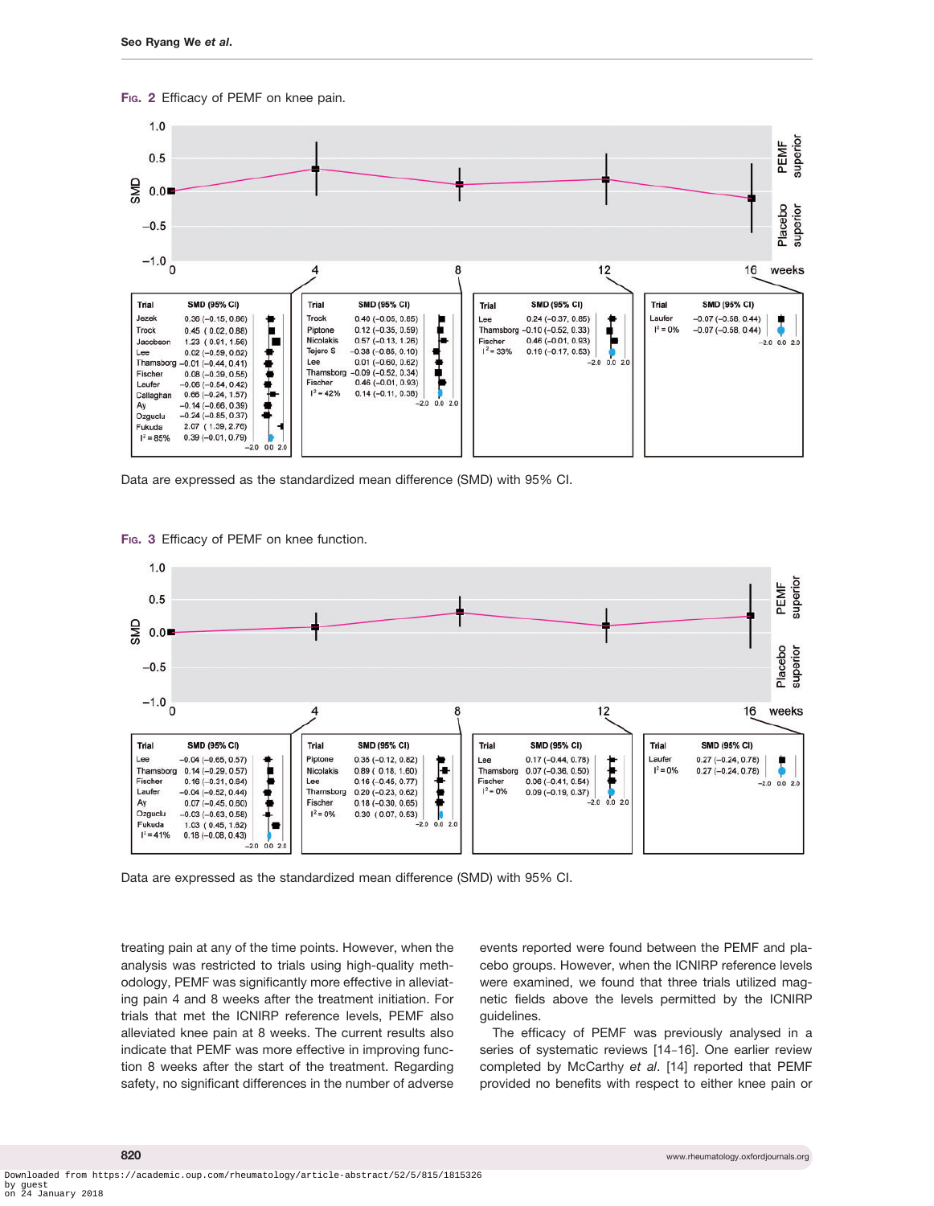Fig. 2 Efficacy of PEMF on knee pain.

| Trial | SMD (95% CI) |
|---|---|
| **4 weeks** | |
| Jezek | 0.36 (−0.15, 0.86) |
| Trock | 0.45 ( 0.02, 0.88) |
| Jacobson | 1.23 ( 0.91, 1.56) |
| Lee | 0.02 (−0.59, 0.62) |
| Thamsborg | −0.01 (−0.44, 0.41) |
| Fischer | 0.08 (−0.39, 0.55) |
| Laufer | −0.06 (−0.54, 0.42) |
| Callaghan | 0.66 (−0.24, 1.57) |
| Ay | −0.14 (−0.66, 0.39) |
| Ozguclu | −0.24 (−0.85, 0.37) |
| Fukuda | 2.07 ( 1.39, 2.76) |
| $I^2$ = 85% | 0.39 (−0.01, 0.79) |
| **8 weeks** | |
| Trock | 0.40 (−0.05, 0.85) |
| Piptone | 0.12 (−0.35, 0.59) |
| Nicolakis | 0.57 (−0.13, 1.26) |
| Tejero S | −0.38 (−0.85, 0.10) |
| Lee | 0.01 (−0.60, 0.62) |
| Thamsborg | −0.09 (−0.52, 0.34) |
| Fischer | 0.46 (−0.01, 0.93) |
| $I^2$ = 42% | 0.14 (−0.11, 0.38) |
| **12 weeks** | |
| Lee | 0.24 (−0.37, 0.85) |
| Thamsborg | −0.10 (−0.52, 0.33) |
| Fischer | 0.46 (−0.01, 0.93) |
| $I^2$ = 33% | 0.19 (−0.17, 0.53) |
| **16 weeks** | |
| Laufer | −0.07 (−0.58, 0.44) |
| $I^2$ = 0% | −0.07 (−0.58, 0.44) |

Data are expressed as the standardized mean difference (SMD) with 95% CI.

Fig. 3 Efficacy of PEMF on knee function.

| Trial | SMD (95% CI) |
|---|---|
| **4 weeks** | |
| Lee | −0.04 (−0.65, 0.57) |
| Thamsborg | 0.14 (−0.29, 0.57) |
| Fischer | 0.16 (−0.31, 0.64) |
| Laufer | −0.04 (−0.52, 0.44) |
| Ay | 0.07 (−0.45, 0.60) |
| Ozguclu | −0.03 (−0.63, 0.58) |
| Fukuda | 1.03 ( 0.45, 1.62) |
| $I^2$ = 41% | 0.18 (−0.08, 0.43) |
| **8 weeks** | |
| Piptone | 0.35 (−0.12, 0.82) |
| Nicolakis | 0.89 ( 0.18, 1.60) |
| Lee | 0.16 (−0.45, 0.77) |
| Thamsborg | 0.20 (−0.23, 0.62) |
| Fischer | 0.18 (−0.30, 0.65) |
| $I^2$ = 0% | 0.30 ( 0.07, 0.53) |
| **12 weeks** | |
| Lee | 0.17 (−0.44, 0.78) |
| Thamsborg | 0.07 (−0.36, 0.50) |
| Fischer | 0.06 (−0.41, 0.54) |
| $I^2$ = 0% | 0.09 (−0.19, 0.37) |
| **16 weeks** | |
| Laufer | 0.27 (−0.24, 0.78) |
| $I^2$ = 0% | 0.27 (−0.24, 0.78) |

Data are expressed as the standardized mean difference (SMD) with 95% CI.

treating pain at any of the time points. However, when the analysis was restricted to trials using high-quality methodology, PEMF was significantly more effective in alleviating pain 4 and 8 weeks after the treatment initiation. For trials that met the ICNIRP reference levels, PEMF also alleviated knee pain at 8 weeks. The current results also indicate that PEMF was more effective in improving function 8 weeks after the start of the treatment. Regarding safety, no significant differences in the number of adverse events reported were found between the PEMF and placebo groups. However, when the ICNIRP reference levels were examined, we found that three trials utilized magnetic fields above the levels permitted by the ICNIRP guidelines.

The efficacy of PEMF was previously analysed in a series of systematic reviews [14–16]. One earlier review completed by McCarthy *et al*. [14] reported that PEMF provided no benefits with respect to either knee pain or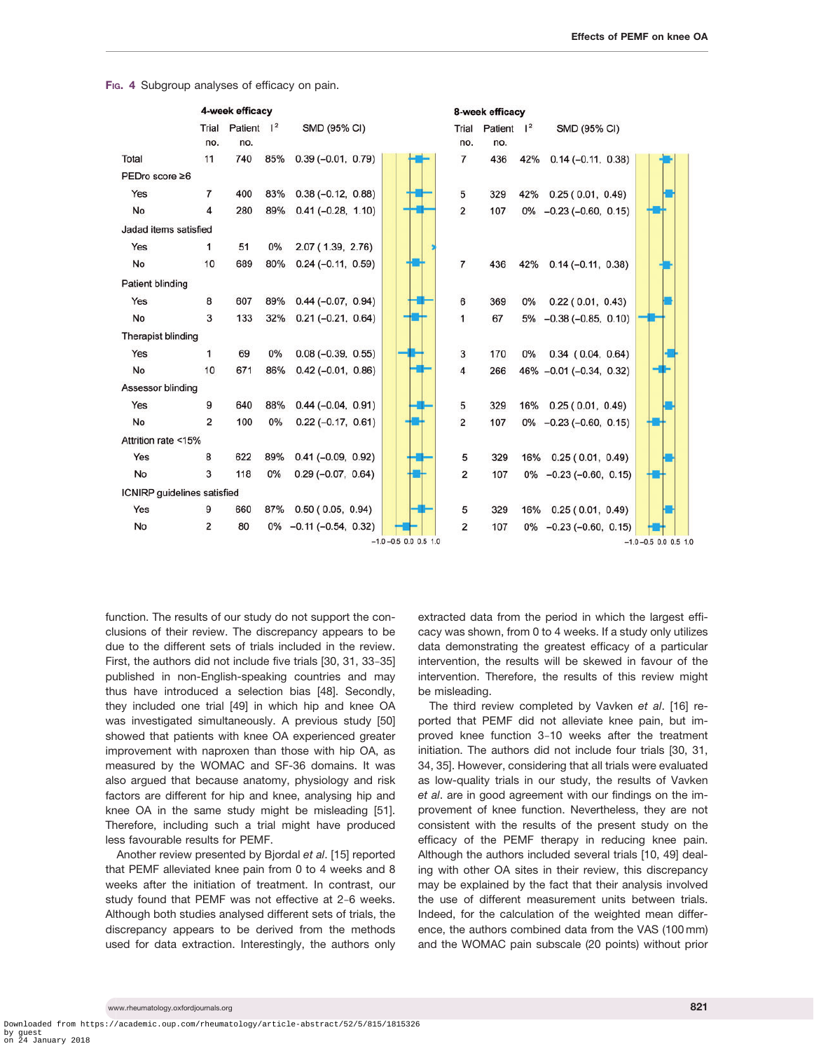Fig. 4 Subgroup analyses of efficacy on pain.

| | 4-week efficacy | | | | 8-week efficacy | | | |
|---|---|---|---|---|---|---|---|---|
| | Trial no. | Patient no. | $I^2$ | SMD (95% CI) | Trial no. | Patient no. | $I^2$ | SMD (95% CI) |
| Total | 11 | 740 | 85% | 0.39 (−0.01, 0.79) | 7 | 436 | 42% | 0.14 (−0.11, 0.38) |
| PEDro score ≥6 | | | | | | | | |
| Yes | 7 | 400 | 83% | 0.38 (−0.12, 0.88) | 5 | 329 | 42% | 0.25 (0.01, 0.49) |
| No | 4 | 280 | 89% | 0.41 (−0.28, 1.10) | 2 | 107 | 0% | −0.23 (−0.60, 0.15) |
| Jadad items satisfied | | | | | | | | |
| Yes | 1 | 51 | 0% | 2.07 (1.39, 2.76) | | | | |
| No | 10 | 689 | 80% | 0.24 (−0.11, 0.59) | 7 | 436 | 42% | 0.14 (−0.11, 0.38) |
| Patient blinding | | | | | | | | |
| Yes | 8 | 607 | 89% | 0.44 (−0.07, 0.94) | 6 | 369 | 0% | 0.22 (0.01, 0.43) |
| No | 3 | 133 | 32% | 0.21 (−0.21, 0.64) | 1 | 67 | 5% | −0.38 (−0.85, 0.10) |
| Therapist blinding | | | | | | | | |
| Yes | 1 | 69 | 0% | 0.08 (−0.39, 0.55) | 3 | 170 | 0% | 0.34 (0.04, 0.64) |
| No | 10 | 671 | 86% | 0.42 (−0.01, 0.86) | 4 | 266 | 46% | −0.01 (−0.34, 0.32) |
| Assessor blinding | | | | | | | | |
| Yes | 9 | 640 | 88% | 0.44 (−0.04, 0.91) | 5 | 329 | 16% | 0.25 (0.01, 0.49) |
| No | 2 | 100 | 0% | 0.22 (−0.17, 0.61) | 2 | 107 | 0% | −0.23 (−0.60, 0.15) |
| Attrition rate <15% | | | | | | | | |
| Yes | 8 | 622 | 89% | 0.41 (−0.09, 0.92) | 5 | 329 | 16% | 0.25 (0.01, 0.49) |
| No | 3 | 118 | 0% | 0.29 (−0.07, 0.64) | 2 | 107 | 0% | −0.23 (−0.60, 0.15) |
| ICNIRP guidelines satisfied | | | | | | | | |
| Yes | 9 | 660 | 87% | 0.50 (0.05, 0.94) | 5 | 329 | 16% | 0.25 (0.01, 0.49) |
| No | 2 | 80 | 0% | −0.11 (−0.54, 0.32) | 2 | 107 | 0% | −0.23 (−0.60, 0.15) |

function. The results of our study do not support the conclusions of their review. The discrepancy appears to be due to the different sets of trials included in the review. First, the authors did not include five trials [30, 31, 33–35] published in non-English-speaking countries and may thus have introduced a selection bias [48]. Secondly, they included one trial [49] in which hip and knee OA was investigated simultaneously. A previous study [50] showed that patients with knee OA experienced greater improvement with naproxen than those with hip OA, as measured by the WOMAC and SF-36 domains. It was also argued that because anatomy, physiology and risk factors are different for hip and knee, analysing hip and knee OA in the same study might be misleading [51]. Therefore, including such a trial might have produced less favourable results for PEMF.

Another review presented by Bjordal *et al*. [15] reported that PEMF alleviated knee pain from 0 to 4 weeks and 8 weeks after the initiation of treatment. In contrast, our study found that PEMF was not effective at 2–6 weeks. Although both studies analysed different sets of trials, the discrepancy appears to be derived from the methods used for data extraction. Interestingly, the authors only extracted data from the period in which the largest efficacy was shown, from 0 to 4 weeks. If a study only utilizes data demonstrating the greatest efficacy of a particular intervention, the results will be skewed in favour of the intervention. Therefore, the results of this review might be misleading.

The third review completed by Vavken *et al*. [16] reported that PEMF did not alleviate knee pain, but improved knee function 3–10 weeks after the treatment initiation. The authors did not include four trials [30, 31, 34, 35]. However, considering that all trials were evaluated as low-quality trials in our study, the results of Vavken *et al*. are in good agreement with our findings on the improvement of knee function. Nevertheless, they are not consistent with the results of the present study on the efficacy of the PEMF therapy in reducing knee pain. Although the authors included several trials [10, 49] dealing with other OA sites in their review, this discrepancy may be explained by the fact that their analysis involved the use of different measurement units between trials. Indeed, for the calculation of the weighted mean difference, the authors combined data from the VAS (100 mm) and the WOMAC pain subscale (20 points) without prior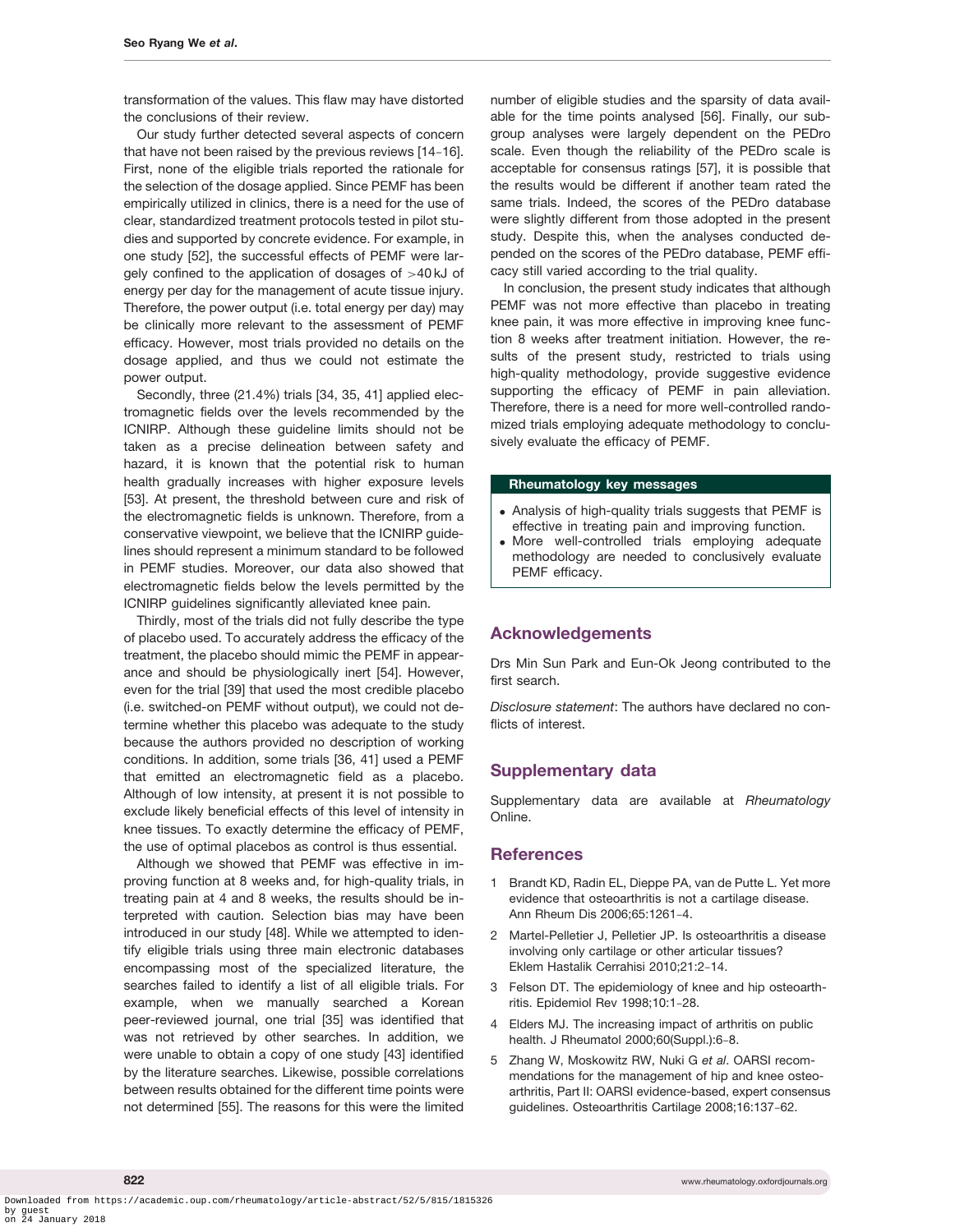transformation of the values. This flaw may have distorted the conclusions of their review.

Our study further detected several aspects of concern that have not been raised by the previous reviews [14–16]. First, none of the eligible trials reported the rationale for the selection of the dosage applied. Since PEMF has been empirically utilized in clinics, there is a need for the use of clear, standardized treatment protocols tested in pilot studies and supported by concrete evidence. For example, in one study [52], the successful effects of PEMF were largely confined to the application of dosages of >40 kJ of energy per day for the management of acute tissue injury. Therefore, the power output (i.e. total energy per day) may be clinically more relevant to the assessment of PEMF efficacy. However, most trials provided no details on the dosage applied, and thus we could not estimate the power output.

Secondly, three (21.4%) trials [34, 35, 41] applied electromagnetic fields over the levels recommended by the ICNIRP. Although these guideline limits should not be taken as a precise delineation between safety and hazard, it is known that the potential risk to human health gradually increases with higher exposure levels [53]. At present, the threshold between cure and risk of the electromagnetic fields is unknown. Therefore, from a conservative viewpoint, we believe that the ICNIRP guidelines should represent a minimum standard to be followed in PEMF studies. Moreover, our data also showed that electromagnetic fields below the levels permitted by the ICNIRP guidelines significantly alleviated knee pain.

Thirdly, most of the trials did not fully describe the type of placebo used. To accurately address the efficacy of the treatment, the placebo should mimic the PEMF in appearance and should be physiologically inert [54]. However, even for the trial [39] that used the most credible placebo (i.e. switched-on PEMF without output), we could not determine whether this placebo was adequate to the study because the authors provided no description of working conditions. In addition, some trials [36, 41] used a PEMF that emitted an electromagnetic field as a placebo. Although of low intensity, at present it is not possible to exclude likely beneficial effects of this level of intensity in knee tissues. To exactly determine the efficacy of PEMF, the use of optimal placebos as control is thus essential.

Although we showed that PEMF was effective in improving function at 8 weeks and, for high-quality trials, in treating pain at 4 and 8 weeks, the results should be interpreted with caution. Selection bias may have been introduced in our study [48]. While we attempted to identify eligible trials using three main electronic databases encompassing most of the specialized literature, the searches failed to identify a list of all eligible trials. For example, when we manually searched a Korean peer-reviewed journal, one trial [35] was not retrieved by other searches. In addition, we were unable to obtain a copy of one study [43] identified by the literature searches. Likewise, possible correlations between results obtained for the different time points were not determined [55]. The reasons for this were the limited number of eligible studies and the sparsity of data available for the time points analysed [56]. Finally, our subgroup analyses were largely dependent on the PEDro scale. Even though the reliability of the PEDro scale is acceptable for consensus ratings [57], it is possible that the results would be different if another team rated the same trials. Indeed, the scores of the PEDro database were slightly different from those adopted in the present study. Despite this, when the analyses conducted depended on the scores of the PEDro database, PEMF efficacy still varied according to the trial quality.

In conclusion, the present study indicates that although PEMF was not more effective than placebo in treating knee pain, it was more effective in improving knee function 8 weeks after treatment initiation. However, the results of the present study, restricted to trials using high-quality methodology, provide suggestive evidence supporting the efficacy of PEMF in pain alleviation. Therefore, there is a need for more well-controlled randomized trials employing adequate methodology to conclusively evaluate the efficacy of PEMF.

**Rheumatology key messages**

- Analysis of high-quality trials suggests that PEMF is effective in treating pain and improving function.
- More well-controlled trials employing adequate methodology are needed to conclusively evaluate PEMF efficacy.

## Acknowledgements

Drs Min Sun Park and Eun-Ok Jeong contributed to the first search.

*Disclosure statement*: The authors have declared no conflicts of interest.

## Supplementary data

Supplementary data are available at *Rheumatology* Online.

## References

1. Brandt KD, Radin EL, Dieppe PA, van de Putte L. Yet more evidence that osteoarthritis is not a cartilage disease. Ann Rheum Dis 2006;65:1261–4.
2. Martel-Pelletier J, Pelletier JP. Is osteoarthritis a disease involving only cartilage or other articular tissues? Eklem Hastalik Cerrahisi 2010;21:2–14.
3. Felson DT. The epidemiology of knee and hip osteoarthritis. Epidemiol Rev 1998;10:1–28.
4. Elders MJ. The increasing impact of arthritis on public health. J Rheumatol 2000;60(Suppl.):6–8.
5. Zhang W, Moskowitz RW, Nuki G *et al*. OARSI recommendations for the management of hip and knee osteoarthritis, Part II: OARSI evidence-based, expert consensus guidelines. Osteoarthritis Cartilage 2008;16:137–62.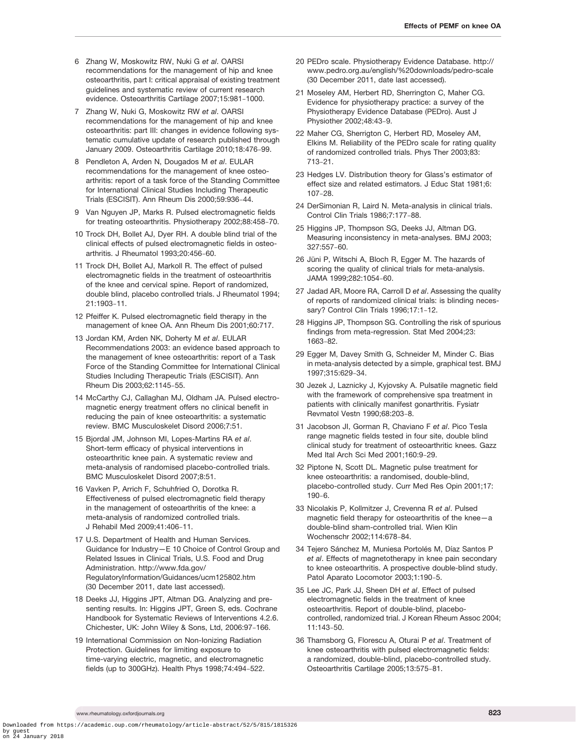6 Zhang W, Moskowitz RW, Nuki G *et al*. OARSI recommendations for the management of hip and knee osteoarthritis, part I: critical appraisal of existing treatment guidelines and systematic review of current research evidence. Osteoarthritis Cartilage 2007;15:981–1000.

7 Zhang W, Nuki G, Moskowitz RW *et al*. OARSI recommendations for the management of hip and knee osteoarthritis: part III: changes in evidence following systematic cumulative update of research published through January 2009. Osteoarthritis Cartilage 2010;18:476–99.

8 Pendleton A, Arden N, Dougados M *et al*. EULAR recommendations for the management of knee osteoarthritis: report of a task force of the Standing Committee for International Clinical Studies Including Therapeutic Trials (ESCISIT). Ann Rheum Dis 2000;59:936–44.

9 Van Nguyen JP, Marks R. Pulsed electromagnetic fields for treating osteoarthritis. Physiotherapy 2002;88:458–70.

10 Trock DH, Bollet AJ, Dyer RH. A double blind trial of the clinical effects of pulsed electromagnetic fields in osteoarthritis. J Rheumatol 1993;20:456–60.

11 Trock DH, Bollet AJ, Markoll R. The effect of pulsed electromagnetic fields in the treatment of osteoarthritis of the knee and cervical spine. Report of randomized, double blind, placebo controlled trials. J Rheumatol 1994; 21:1903–11.

12 Pfeiffer K. Pulsed electromagnetic field therapy in the management of knee OA. Ann Rheum Dis 2001;60:717.

13 Jordan KM, Arden NK, Doherty M *et al*. EULAR Recommendations 2003: an evidence based approach to the management of knee osteoarthritis: report of a Task Force of the Standing Committee for International Clinical Studies Including Therapeutic Trials (ESCISIT). Ann Rheum Dis 2003;62:1145–55.

14 McCarthy CJ, Callaghan MJ, Oldham JA. Pulsed electromagnetic energy treatment offers no clinical benefit in reducing the pain of knee osteoarthritis: a systematic review. BMC Musculoskelet Disord 2006;7:51.

15 Bjordal JM, Johnson MI, Lopes-Martins RA *et al*. Short-term efficacy of physical interventions in osteoarthritic knee pain. A systematic review and meta-analysis of randomised placebo-controlled trials. BMC Musculoskelet Disord 2007;8:51.

16 Vavken P, Arrich F, Schuhfried O, Dorotka R. Effectiveness of pulsed electromagnetic field therapy in the management of osteoarthritis of the knee: a meta-analysis of randomized controlled trials. J Rehabil Med 2009;41:406–11.

17 U.S. Department of Health and Human Services. Guidance for Industry—E 10 Choice of Control Group and Related Issues in Clinical Trials, U.S. Food and Drug Administration. http://www.fda.gov/RegulatoryInformation/Guidances/ucm125802.htm (30 December 2011, date last accessed).

18 Deeks JJ, Higgins JPT, Altman DG. Analyzing and presenting results. In: Higgins JPT, Green S, eds. Cochrane Handbook for Systematic Reviews of Interventions 4.2.6. Chichester, UK: John Wiley & Sons, Ltd, 2006:97–166.

19 International Commission on Non-Ionizing Radiation Protection. Guidelines for limiting exposure to time-varying electric, magnetic, and electromagnetic fields (up to 300GHz). Health Phys 1998;74:494–522.

20 PEDro scale. Physiotherapy Evidence Database. http://www.pedro.org.au/english/%20downloads/pedro-scale (30 December 2011, date last accessed).

21 Moseley AM, Herbert RD, Sherrington C, Maher CG. Evidence for physiotherapy practice: a survey of the Physiotherapy Evidence Database (PEDro). Aust J Physiother 2002;48:43–9.

22 Maher CG, Sherrigton C, Herbert RD, Moseley AM, Elkins M. Reliability of the PEDro scale for rating quality of randomized controlled trials. Phys Ther 2003;83: 713–21.

23 Hedges LV. Distribution theory for Glass's estimator of effect size and related estimators. J Educ Stat 1981;6: 107–28.

24 DerSimonian R, Laird N. Meta-analysis in clinical trials. Control Clin Trials 1986;7:177–88.

25 Higgins JP, Thompson SG, Deeks JJ, Altman DG. Measuring inconsistency in meta-analyses. BMJ 2003; 327:557–60.

26 Jüni P, Witschi A, Bloch R, Egger M. The hazards of scoring the quality of clinical trials for meta-analysis. JAMA 1999;282:1054–60.

27 Jadad AR, Moore RA, Carroll D *et al*. Assessing the quality of reports of randomized clinical trials: is blinding necessary? Control Clin Trials 1996;17:1–12.

28 Higgins JP, Thompson SG. Controlling the risk of spurious findings from meta-regression. Stat Med 2004;23: 1663–82.

29 Egger M, Davey Smith G, Schneider M, Minder C. Bias in meta-analysis detected by a simple, graphical test. BMJ 1997;315:629–34.

30 Jezek J, Laznicky J, Kyjovsky A. Pulsatile magnetic field with the framework of comprehensive spa treatment in patients with clinically manifest gonarthritis. Fysiatr Revmatol Vestn 1990;68:203–8.

31 Jacobson JI, Gorman R, Chaviano F *et al*. Pico Tesla range magnetic fields tested in four site, double blind clinical study for treatment of osteoarthritic knees. Gazz Med Ital Arch Sci Med 2001;160:9–29.

32 Piptone N, Scott DL. Magnetic pulse treatment for knee osteoarthritis: a randomised, double-blind, placebo-controlled study. Curr Med Res Opin 2001;17: 190–6.

33 Nicolakis P, Kollmitzer J, Crevenna R *et al*. Pulsed magnetic field therapy for osteoarthritis of the knee—a double-blind sham-controlled trial. Wien Klin Wochenschr 2002;114:678–84.

34 Tejero Sánchez M, Muniesa Portolés M, Díaz Santos P *et al*. Effects of magnetotherapy in knee pain secondary to knee osteoarthritis. A prospective double-blind study. Patol Aparato Locomotor 2003;1:190–5.

35 Lee JC, Park JJ, Sheen DH *et al*. Effect of pulsed electromagnetic fields in the treatment of knee osteoarthritis. Report of double-blind, placebo-controlled, randomized trial. J Korean Rheum Assoc 2004; 11:143–50.

36 Thamsborg G, Florescu A, Oturai P *et al*. Treatment of knee osteoarthritis with pulsed electromagnetic fields: a randomized, double-blind, placebo-controlled study. Osteoarthritis Cartilage 2005;13:575–81.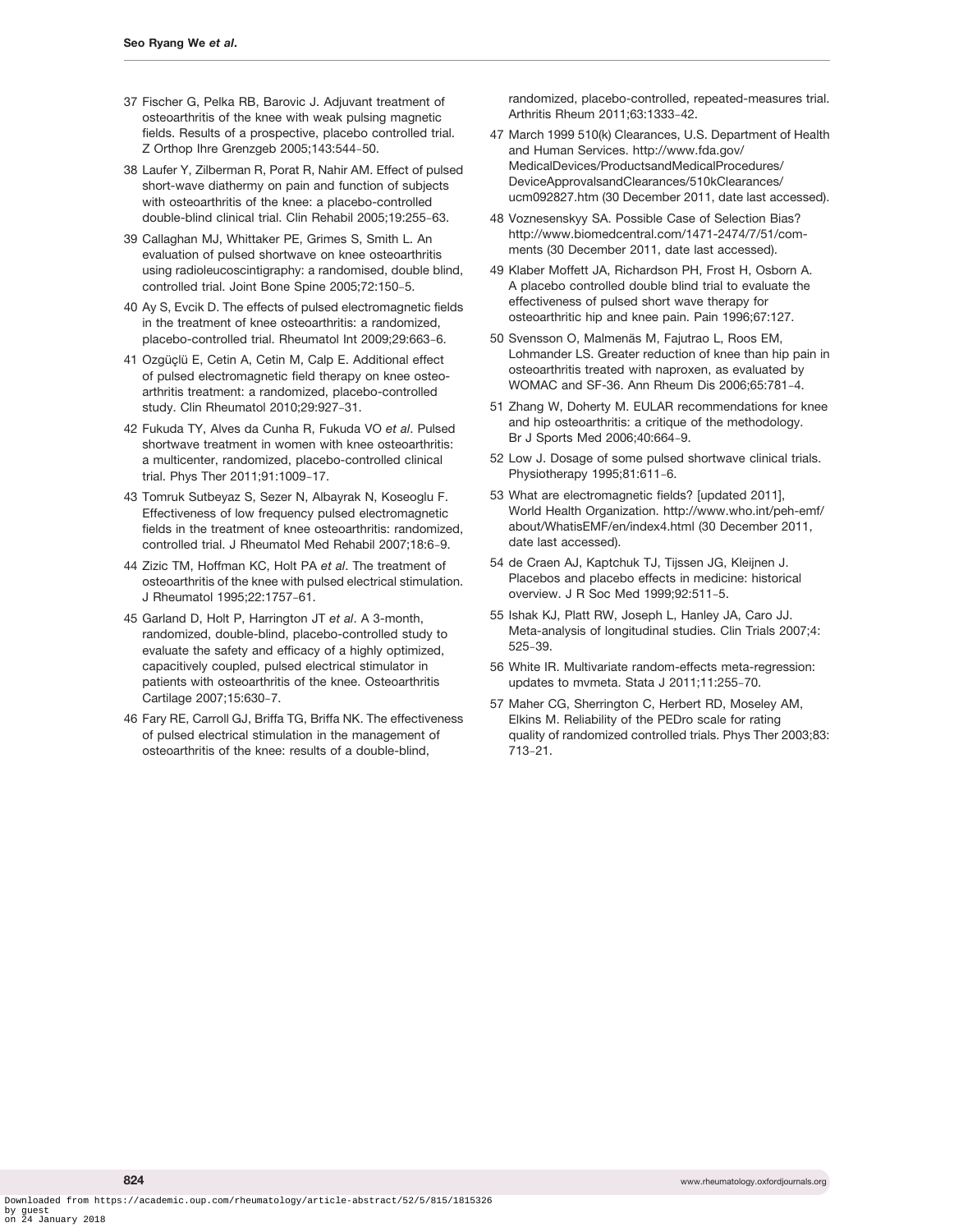37 Fischer G, Pelka RB, Barovic J. Adjuvant treatment of osteoarthritis of the knee with weak pulsing magnetic fields. Results of a prospective, placebo controlled trial. Z Orthop Ihre Grenzgeb 2005;143:544–50.

38 Laufer Y, Zilberman R, Porat R, Nahir AM. Effect of pulsed short-wave diathermy on pain and function of subjects with osteoarthritis of the knee: a placebo-controlled double-blind clinical trial. Clin Rehabil 2005;19:255–63.

39 Callaghan MJ, Whittaker PE, Grimes S, Smith L. An evaluation of pulsed shortwave on knee osteoarthritis using radioleucoscintigraphy: a randomised, double blind, controlled trial. Joint Bone Spine 2005;72:150–5.

40 Ay S, Evcik D. The effects of pulsed electromagnetic fields in the treatment of knee osteoarthritis: a randomized, placebo-controlled trial. Rheumatol Int 2009;29:663–6.

41 Ozgüçlü E, Cetin A, Cetin M, Calp E. Additional effect of pulsed electromagnetic field therapy on knee osteoarthritis treatment: a randomized, placebo-controlled study. Clin Rheumatol 2010;29:927–31.

42 Fukuda TY, Alves da Cunha R, Fukuda VO *et al*. Pulsed shortwave treatment in women with knee osteoarthritis: a multicenter, randomized, placebo-controlled clinical trial. Phys Ther 2011;91:1009–17.

43 Tomruk Sutbeyaz S, Sezer N, Albayrak N, Koseoglu F. Effectiveness of low frequency pulsed electromagnetic fields in the treatment of knee osteoarthritis: randomized, controlled trial. J Rheumatol Med Rehabil 2007;18:6–9.

44 Zizic TM, Hoffman KC, Holt PA *et al*. The treatment of osteoarthritis of the knee with pulsed electrical stimulation. J Rheumatol 1995;22:1757–61.

45 Garland D, Holt P, Harrington JT *et al*. A 3-month, randomized, double-blind, placebo-controlled study to evaluate the safety and efficacy of a highly optimized, capacitively coupled, pulsed electrical stimulator in patients with osteoarthritis of the knee. Osteoarthritis Cartilage 2007;15:630–7.

46 Fary RE, Carroll GJ, Briffa TG, Briffa NK. The effectiveness of pulsed electrical stimulation in the management of osteoarthritis of the knee: results of a double-blind, randomized, placebo-controlled, repeated-measures trial. Arthritis Rheum 2011;63:1333–42.

47 March 1999 510(k) Clearances, U.S. Department of Health and Human Services. http://www.fda.gov/MedicalDevices/ProductsandMedicalProcedures/DeviceApprovalsandClearances/510kClearances/ucm092827.htm (30 December 2011, date last accessed).

48 Voznesenskyy SA. Possible Case of Selection Bias? http://www.biomedcentral.com/1471-2474/7/51/comments (30 December 2011, date last accessed).

49 Klaber Moffett JA, Richardson PH, Frost H, Osborn A. A placebo controlled double blind trial to evaluate the effectiveness of pulsed short wave therapy for osteoarthritic hip and knee pain. Pain 1996;67:127.

50 Svensson O, Malmenäs M, Fajutrao L, Roos EM, Lohmander LS. Greater reduction of knee than hip pain in osteoarthritis treated with naproxen, as evaluated by WOMAC and SF-36. Ann Rheum Dis 2006;65:781–4.

51 Zhang W, Doherty M. EULAR recommendations for knee and hip osteoarthritis: a critique of the methodology. Br J Sports Med 2006;40:664–9.

52 Low J. Dosage of some pulsed shortwave clinical trials. Physiotherapy 1995;81:611–6.

53 What are electromagnetic fields? [updated 2011], World Health Organization. http://www.who.int/peh-emf/about/WhatisEMF/en/index4.html (30 December 2011, date last accessed).

54 de Craen AJ, Kaptchuk TJ, Tijssen JG, Kleijnen J. Placebos and placebo effects in medicine: historical overview. J R Soc Med 1999;92:511–5.

55 Ishak KJ, Platt RW, Joseph L, Hanley JA, Caro JJ. Meta-analysis of longitudinal studies. Clin Trials 2007;4:525–39.

56 White IR. Multivariate random-effects meta-regression: updates to mvmeta. Stata J 2011;11:255–70.

57 Maher CG, Sherrington C, Herbert RD, Moseley AM, Elkins M. Reliability of the PEDro scale for rating quality of randomized controlled trials. Phys Ther 2003;83:713–21.